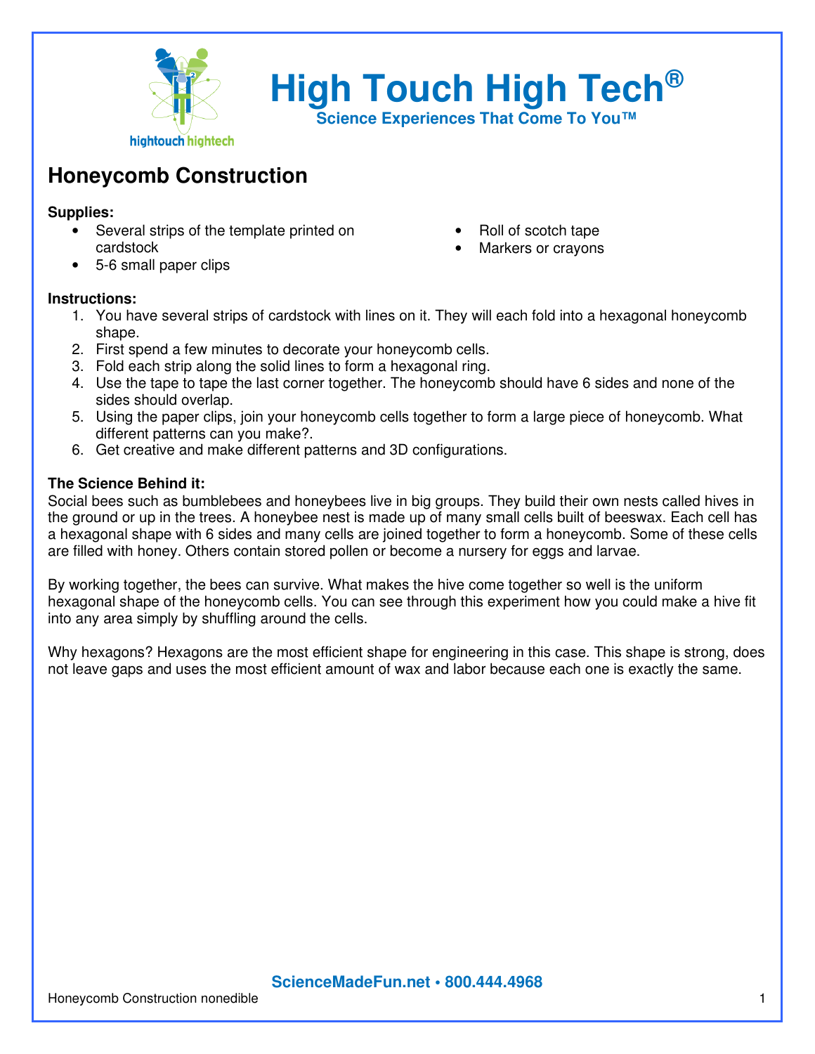# High Touch High Tech®

**Science Experiences That Come To You™**

## Honeycomb Construction

**Supplies:**

- Several strips of the template printed on cardstock
- 5-6 small paper clips
- Roll of scotch tape
- Markers or crayons

**Instructions:**

1. You have several strips of cardstock with lines on it. They will each fold into a hexagonal honeycomb shape.
2. First spend a few minutes to decorate your honeycomb cells.
3. Fold each strip along the solid lines to form a hexagonal ring.
4. Use the tape to tape the last corner together. The honeycomb should have 6 sides and none of the sides should overlap.
5. Using the paper clips, join your honeycomb cells together to form a large piece of honeycomb. What different patterns can you make?.
6. Get creative and make different patterns and 3D configurations.

**The Science Behind it:**

Social bees such as bumblebees and honeybees live in big groups. They build their own nests called hives in the ground or up in the trees. A honeybee nest is made up of many small cells built of beeswax. Each cell has a hexagonal shape with 6 sides and many cells are joined together to form a honeycomb. Some of these cells are filled with honey. Others contain stored pollen or become a nursery for eggs and larvae.

By working together, the bees can survive. What makes the hive come together so well is the uniform hexagonal shape of the honeycomb cells. You can see through this experiment how you could make a hive fit into any area simply by shuffling around the cells.

Why hexagons? Hexagons are the most efficient shape for engineering in this case. This shape is strong, does not leave gaps and uses the most efficient amount of wax and labor because each one is exactly the same.